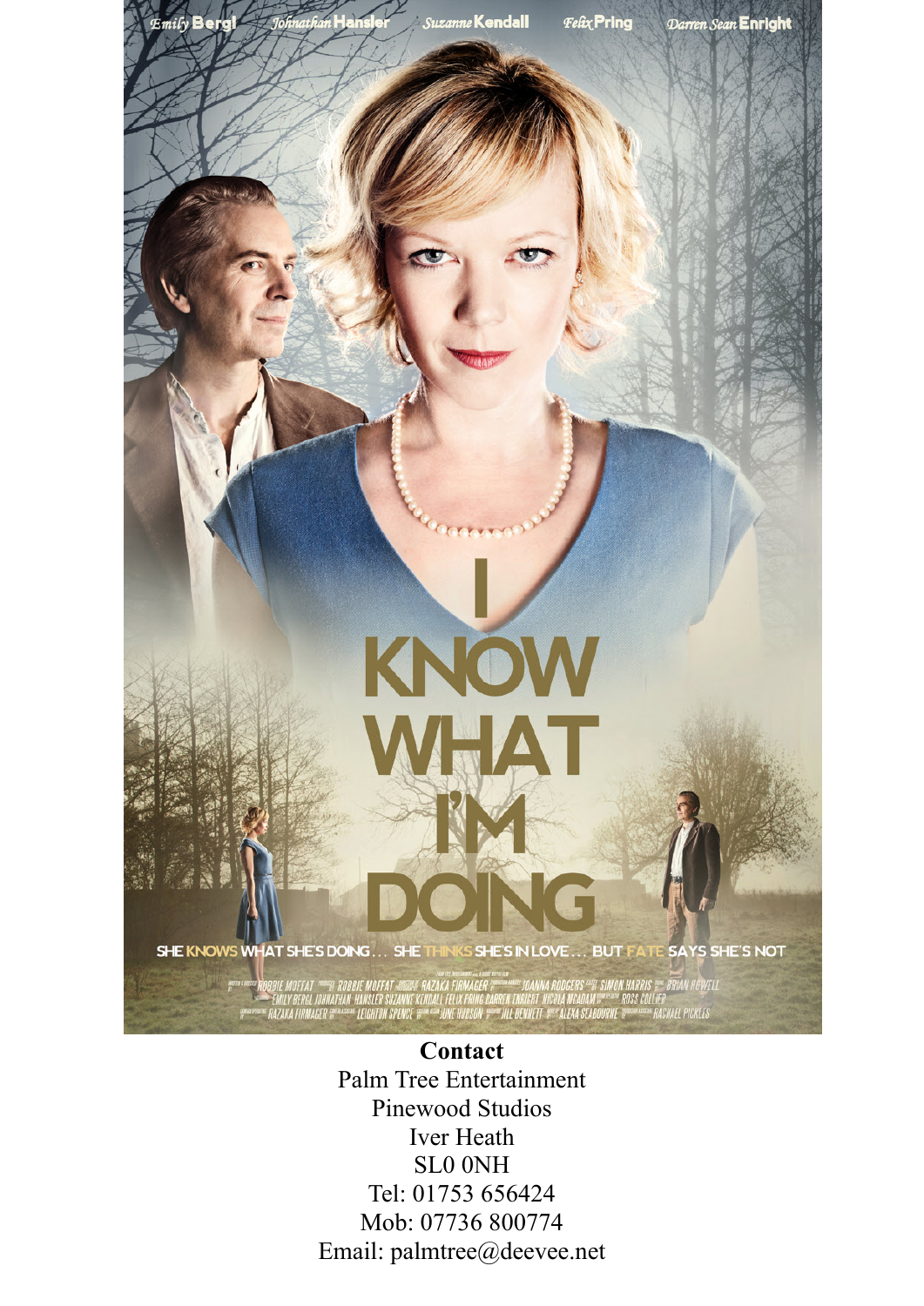Emily Bergl | Johnathan Hansler | Suzanne Kendall | Felix Pring | Darren Sean Enright

# I KNOW WHAT I'M DOING

SHE KNOWS WHAT SHE'S DOING... SHE THINKS SHE'S IN LOVE... BUT FATE SAYS SHE'S NOT

**Contact**

Palm Tree Entertainment
Pinewood Studios
Iver Heath
SL0 0NH
Tel: 01753 656424
Mob: 07736 800774
Email: palmtree@deevee.net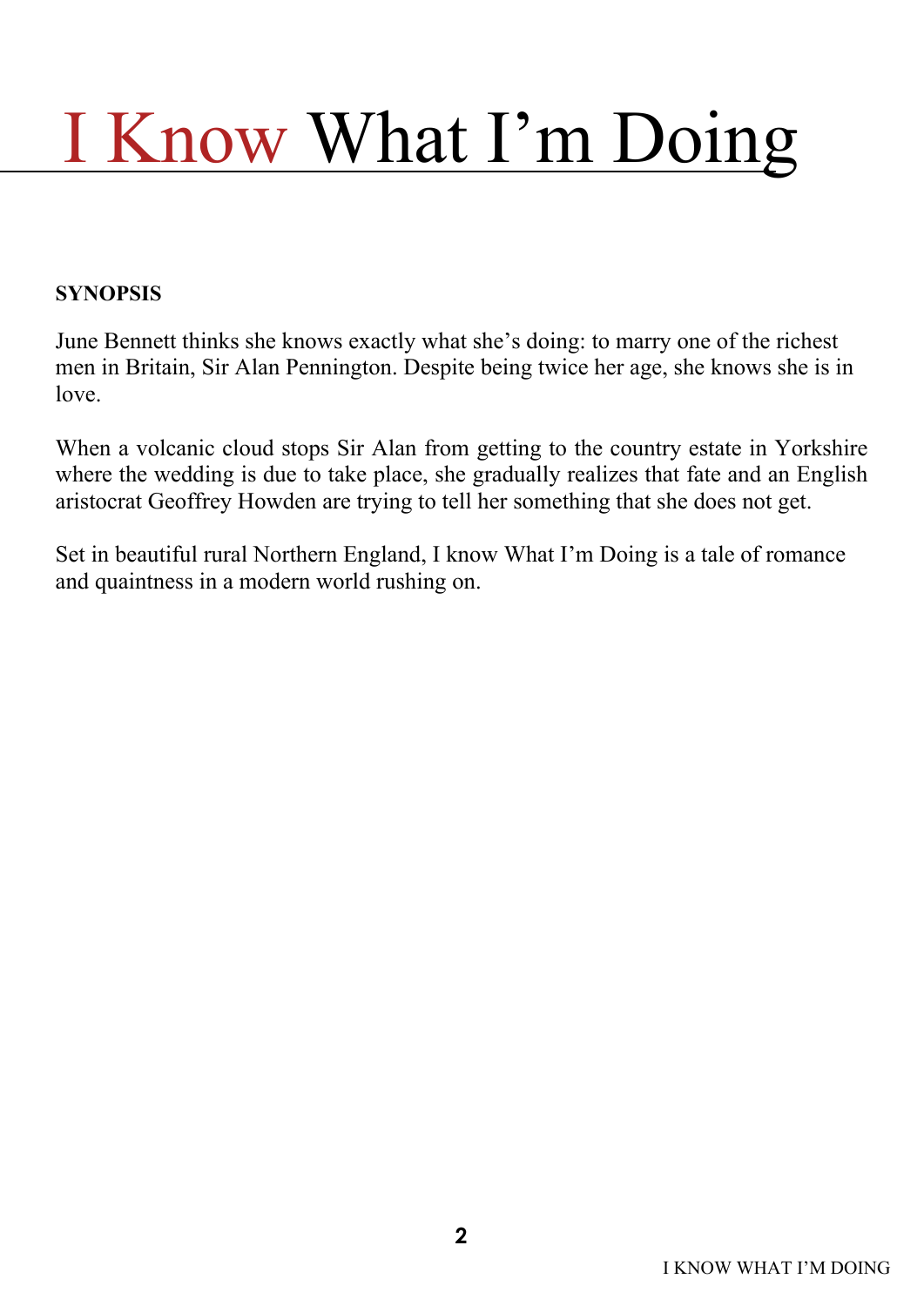# I Know What I'm Doing

**SYNOPSIS**

June Bennett thinks she knows exactly what she's doing: to marry one of the richest men in Britain, Sir Alan Pennington. Despite being twice her age, she knows she is in love.

When a volcanic cloud stops Sir Alan from getting to the country estate in Yorkshire where the wedding is due to take place, she gradually realizes that fate and an English aristocrat Geoffrey Howden are trying to tell her something that she does not get.

Set in beautiful rural Northern England, I know What I'm Doing is a tale of romance and quaintness in a modern world rushing on.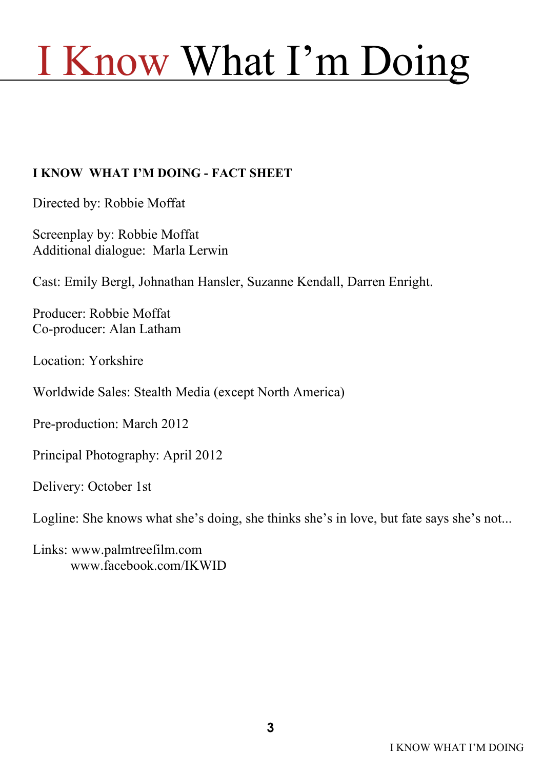# I Know What I'm Doing

**I KNOW  WHAT I'M DOING - FACT SHEET**

Directed by: Robbie Moffat

Screenplay by: Robbie Moffat
Additional dialogue:  Marla Lerwin

Cast: Emily Bergl, Johnathan Hansler, Suzanne Kendall, Darren Enright.

Producer: Robbie Moffat
Co-producer: Alan Latham

Location: Yorkshire

Worldwide Sales: Stealth Media (except North America)

Pre-production: March 2012

Principal Photography: April 2012

Delivery: October 1st

Logline: She knows what she's doing, she thinks she's in love, but fate says she's not...

Links: www.palmtreefilm.com
www.facebook.com/IKWID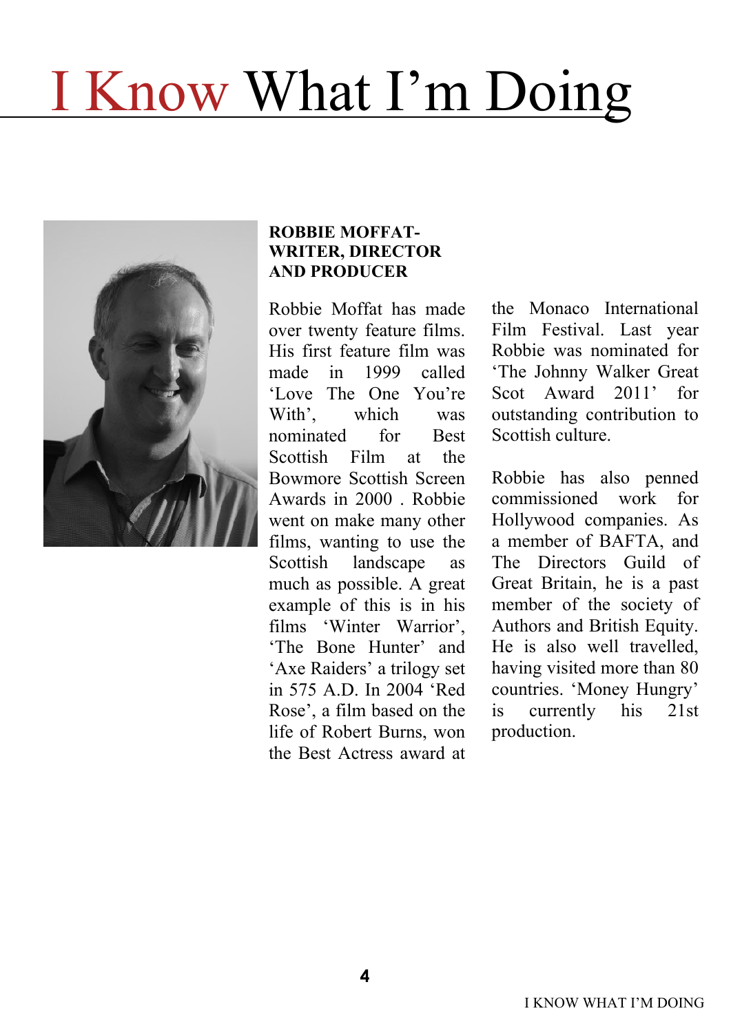# I Know What I'm Doing

**ROBBIE MOFFAT- WRITER, DIRECTOR AND PRODUCER**

Robbie Moffat has made over twenty feature films. His first feature film was made in 1999 called 'Love The One You're With', which was nominated for Best Scottish Film at the Bowmore Scottish Screen Awards in 2000 . Robbie went on make many other films, wanting to use the Scottish landscape as much as possible. A great example of this is in his films 'Winter Warrior', 'The Bone Hunter' and 'Axe Raiders' a trilogy set in 575 A.D. In 2004 'Red Rose', a film based on the life of Robert Burns, won the Best Actress award at the Monaco International Film Festival. Last year Robbie was nominated for 'The Johnny Walker Great Scot Award 2011' for outstanding contribution to Scottish culture.

Robbie has also penned commissioned work for Hollywood companies. As a member of BAFTA, and The Directors Guild of Great Britain, he is a past member of the society of Authors and British Equity. He is also well travelled, having visited more than 80 countries. 'Money Hungry' is currently his 21st production.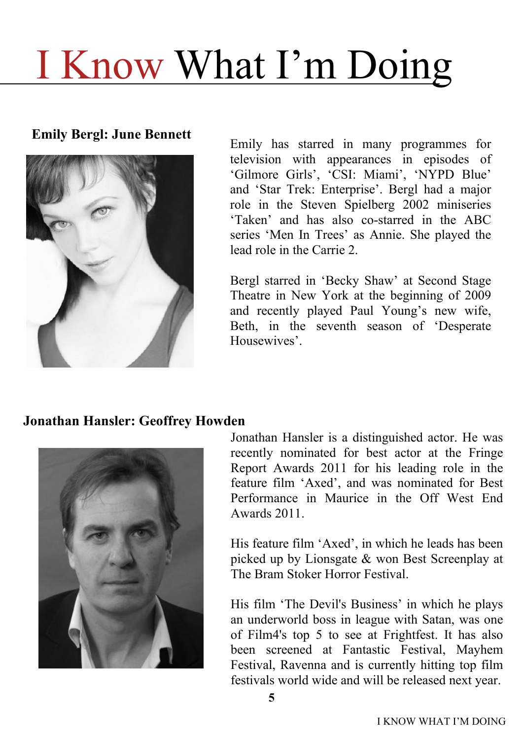# I Know What I’m Doing

**Emily Bergl: June Bennett**

Emily has starred in many programmes for television with appearances in episodes of ‘Gilmore Girls’, ‘CSI: Miami’, ‘NYPD Blue’ and ‘Star Trek: Enterprise’. Bergl had a major role in the Steven Spielberg 2002 miniseries ‘Taken’ and has also co-starred in the ABC series ‘Men In Trees’ as Annie. She played the lead role in the Carrie 2.

Bergl starred in ‘Becky Shaw’ at Second Stage Theatre in New York at the beginning of 2009 and recently played Paul Young’s new wife, Beth, in the seventh season of ‘Desperate Housewives’.

**Jonathan Hansler: Geoffrey Howden**

Jonathan Hansler is a distinguished actor. He was recently nominated for best actor at the Fringe Report Awards 2011 for his leading role in the feature film ‘Axed’, and was nominated for Best Performance in Maurice in the Off West End Awards 2011.

His feature film ‘Axed’, in which he leads has been picked up by Lionsgate & won Best Screenplay at The Bram Stoker Horror Festival.

His film ‘The Devil's Business’ in which he plays an underworld boss in league with Satan, was one of Film4's top 5 to see at Frightfest. It has also been screened at Fantastic Festival, Mayhem Festival, Ravenna and is currently hitting top film festivals world wide and will be released next year.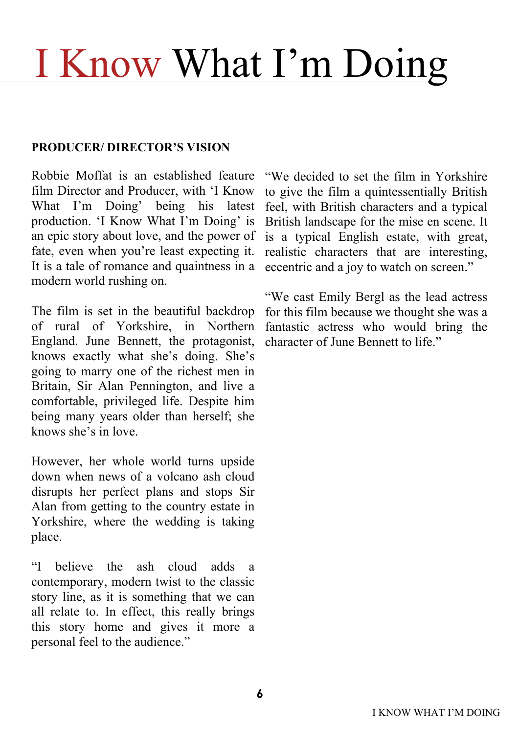# I Know What I’m Doing

**PRODUCER/ DIRECTOR’S VISION**

Robbie Moffat is an established feature film Director and Producer, with ‘I Know What I’m Doing’ being his latest production. ‘I Know What I’m Doing’ is an epic story about love, and the power of fate, even when you’re least expecting it. It is a tale of romance and quaintness in a modern world rushing on.

The film is set in the beautiful backdrop of rural of Yorkshire, in Northern England. June Bennett, the protagonist, knows exactly what she’s doing. She’s going to marry one of the richest men in Britain, Sir Alan Pennington, and live a comfortable, privileged life. Despite him being many years older than herself; she knows she’s in love.

However, her whole world turns upside down when news of a volcano ash cloud disrupts her perfect plans and stops Sir Alan from getting to the country estate in Yorkshire, where the wedding is taking place.

“I believe the ash cloud adds a contemporary, modern twist to the classic story line, as it is something that we can all relate to. In effect, this really brings this story home and gives it more a personal feel to the audience.”

“We decided to set the film in Yorkshire to give the film a quintessentially British feel, with British characters and a typical British landscape for the mise en scene. It is a typical English estate, with great, realistic characters that are interesting, eccentric and a joy to watch on screen.”

“We cast Emily Bergl as the lead actress for this film because we thought she was a fantastic actress who would bring the character of June Bennett to life.”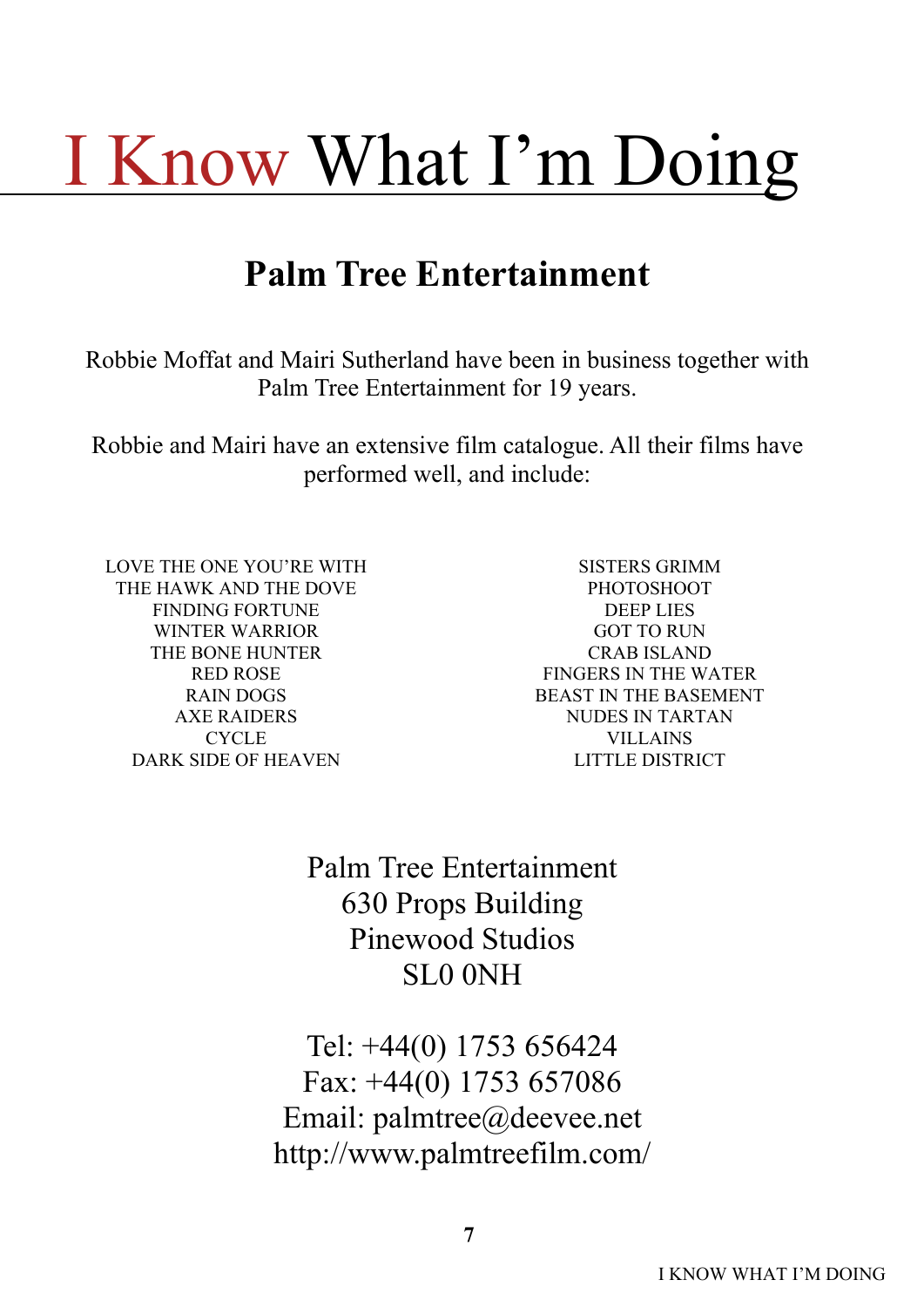# I Know What I'm Doing

## Palm Tree Entertainment

Robbie Moffat and Mairi Sutherland have been in business together with Palm Tree Entertainment for 19 years.

Robbie and Mairi have an extensive film catalogue. All their films have performed well, and include:

LOVE THE ONE YOU'RE WITH
THE HAWK AND THE DOVE
FINDING FORTUNE
WINTER WARRIOR
THE BONE HUNTER
RED ROSE
RAIN DOGS
AXE RAIDERS
CYCLE
DARK SIDE OF HEAVEN

SISTERS GRIMM
PHOTOSHOOT
DEEP LIES
GOT TO RUN
CRAB ISLAND
FINGERS IN THE WATER
BEAST IN THE BASEMENT
NUDES IN TARTAN
VILLAINS
LITTLE DISTRICT

Palm Tree Entertainment
630 Props Building
Pinewood Studios
SL0 0NH

Tel: +44(0) 1753 656424
Fax: +44(0) 1753 657086
Email: palmtree@deevee.net
http://www.palmtreefilm.com/